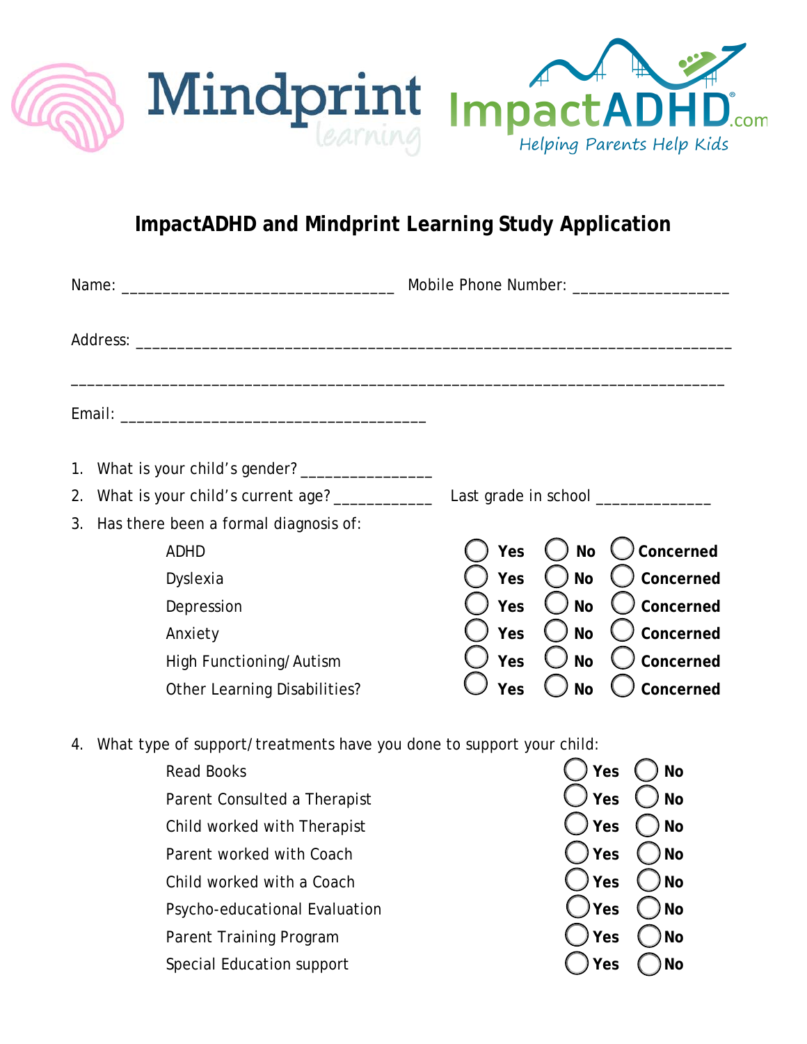Mindprint learning

ImpactADHD.com
Helping Parents Help Kids

# ImpactADHD and Mindprint Learning Study Application

Name: _______________________________ Mobile Phone Number: __________________

Address: ______________________________________________________________________

______________________________________________________________________________

Email: ___________________________________

1. What is your child's gender? _______________
2. What is your child's current age? ___________ Last grade in school _____________
3. Has there been a formal diagnosis of:

| | | | |
|---|---|---|---|
| ADHD | ◯ **Yes** | ◯ **No** | ◯ **Concerned** |
| Dyslexia | ◯ **Yes** | ◯ **No** | ◯ **Concerned** |
| Depression | ◯ **Yes** | ◯ **No** | ◯ **Concerned** |
| Anxiety | ◯ **Yes** | ◯ **No** | ◯ **Concerned** |
| High Functioning/Autism | ◯ **Yes** | ◯ **No** | ◯ **Concerned** |
| Other Learning Disabilities? | ◯ **Yes** | ◯ **No** | ◯ **Concerned** |

4. What type of support/treatments have you done to support your child:

| | | |
|---|---|---|
| Read Books | ◯ **Yes** | ◯ **No** |
| Parent Consulted a Therapist | ◯ **Yes** | ◯ **No** |
| Child worked with Therapist | ◯ **Yes** | ◯ **No** |
| Parent worked with Coach | ◯ **Yes** | ◯ **No** |
| Child worked with a Coach | ◯ **Yes** | ◯ **No** |
| Psycho-educational Evaluation | ◯ **Yes** | ◯ **No** |
| Parent Training Program | ◯ **Yes** | ◯ **No** |
| Special Education support | ◯ **Yes** | ◯ **No** |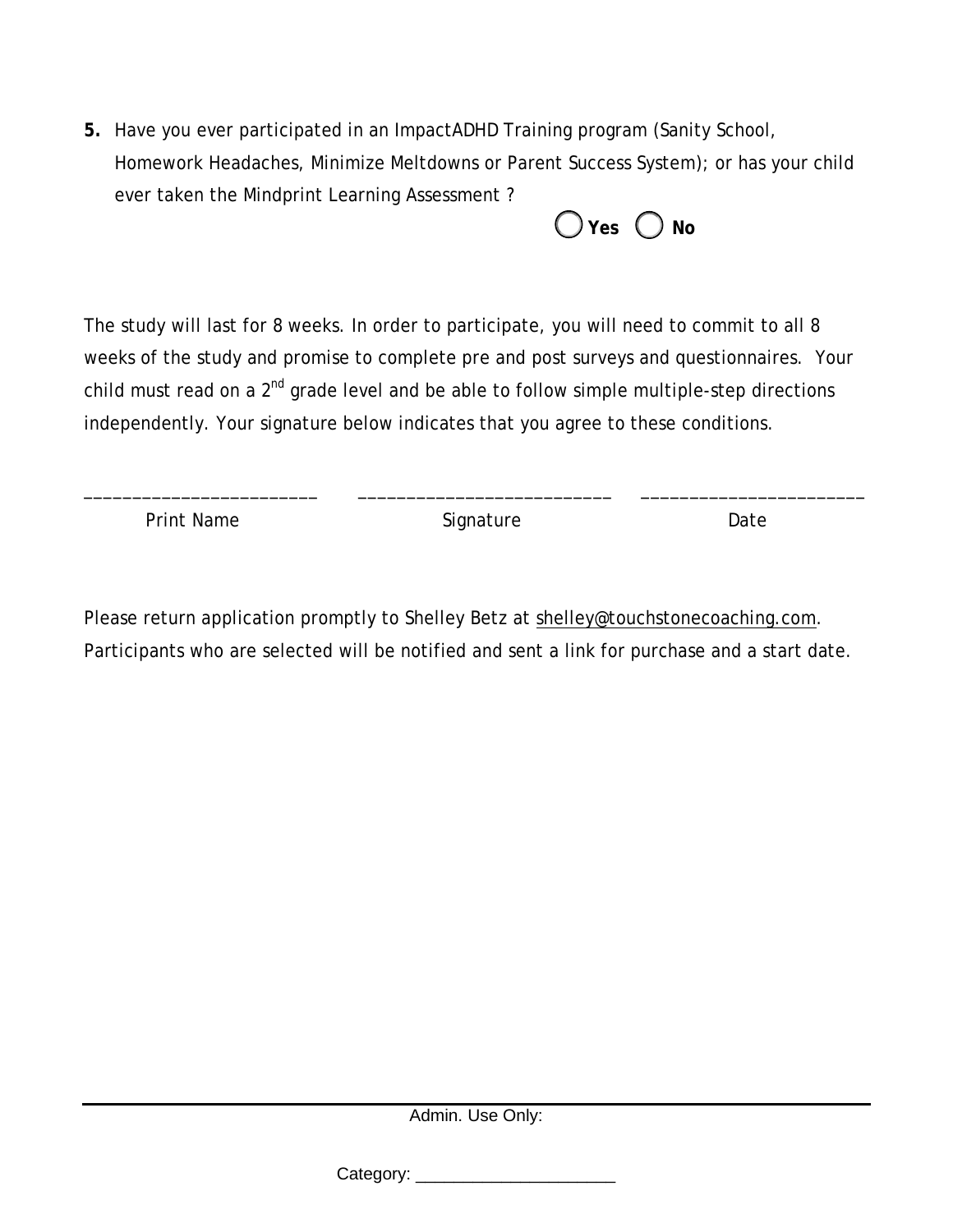**5.** Have you ever participated in an ImpactADHD Training program (Sanity School, Homework Headaches, Minimize Meltdowns or Parent Success System); or has your child ever taken the Mindprint Learning Assessment ?

◯ **Yes** ◯ **No**

The study will last for 8 weeks. In order to participate, you will need to commit to all 8 weeks of the study and promise to complete pre and post surveys and questionnaires. Your child must read on a 2nd grade level and be able to follow simple multiple-step directions independently. Your signature below indicates that you agree to these conditions.

| | | |
|---|---|---|
| ________________________ | __________________________ | _______________________ |
| Print Name | Signature | Date |

Please return application promptly to Shelley Betz at shelley@touchstonecoaching.com. Participants who are selected will be notified and sent a link for purchase and a start date.

---

Admin. Use Only:

Category: _____________________